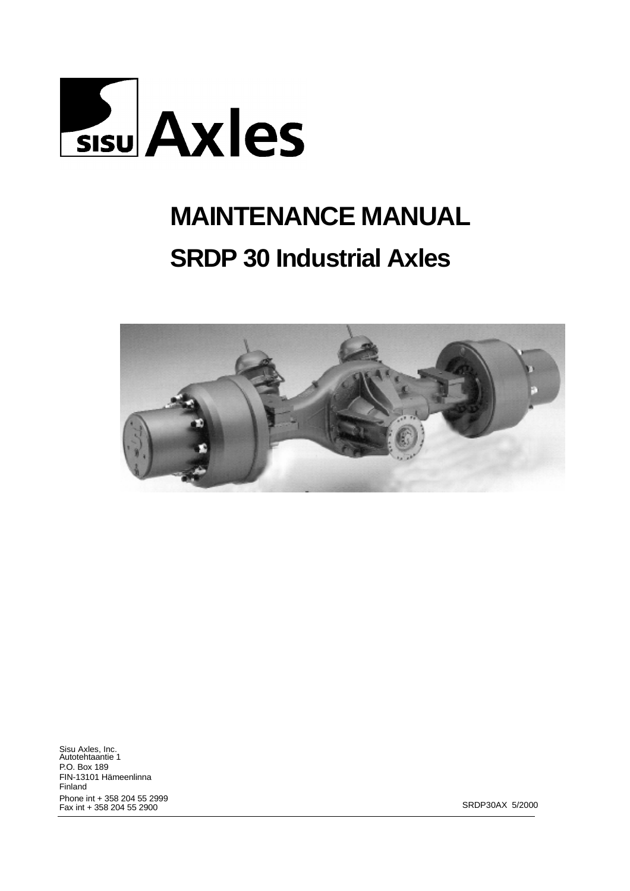SISU Axles

# MAINTENANCE MANUAL

## SRDP 30 Industrial Axles

Sisu Axles, Inc.
Autotehtaantie 1
P.O. Box 189
FIN-13101 Hämeenlinna
Finland
Phone int + 358 204 55 2999
Fax int + 358 204 55 2900

SRDP30AX 5/2000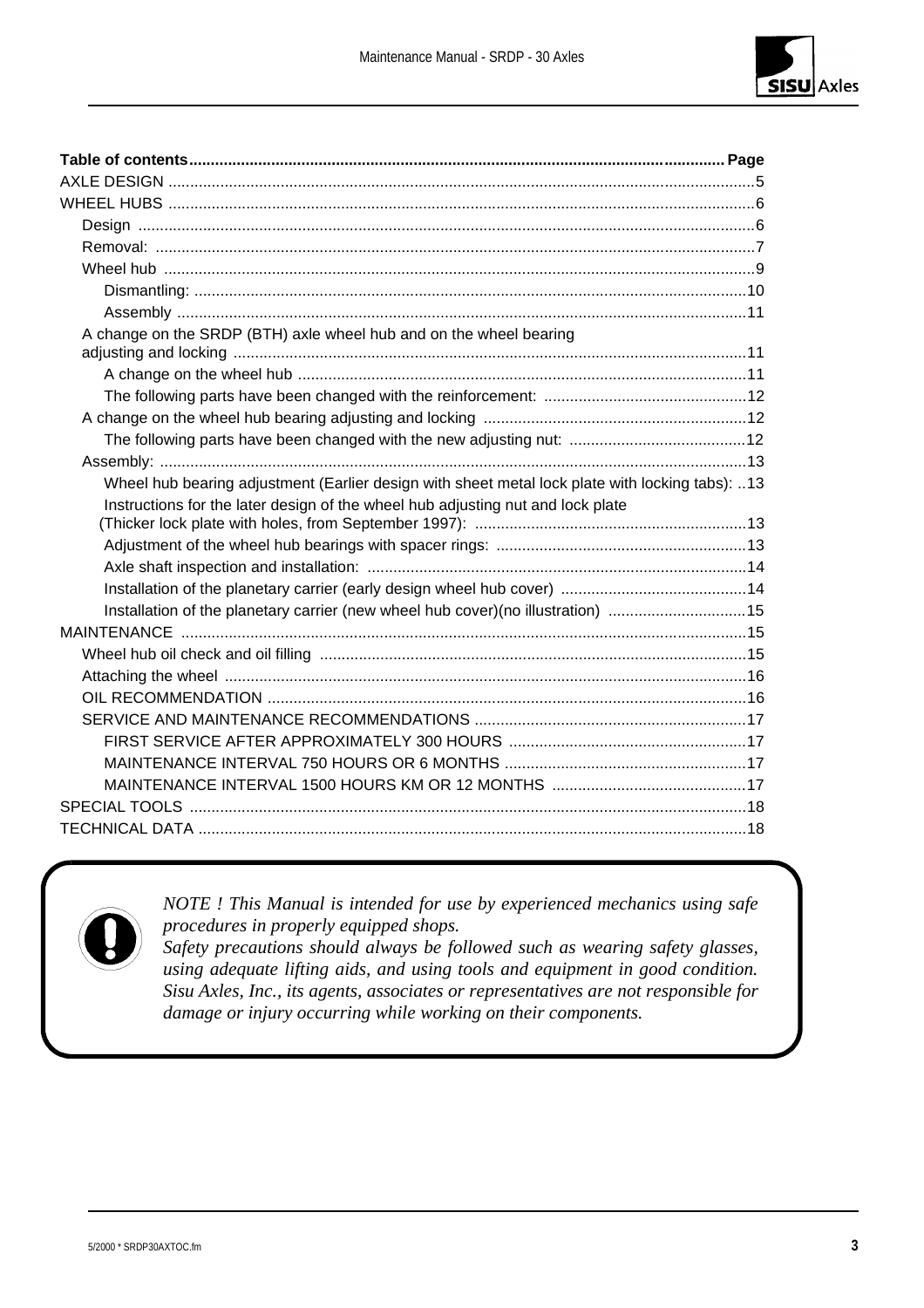| Table of contents | Page |
|---|---|
| AXLE DESIGN | 5 |
| WHEEL HUBS | 6 |
| Design | 6 |
| Removal: | 7 |
| Wheel hub | 9 |
| Dismantling: | 10 |
| Assembly | 11 |
| A change on the SRDP (BTH) axle wheel hub and on the wheel bearing adjusting and locking | 11 |
| A change on the wheel hub | 11 |
| The following parts have been changed with the reinforcement: | 12 |
| A change on the wheel hub bearing adjusting and locking | 12 |
| The following parts have been changed with the new adjusting nut: | 12 |
| Assembly: | 13 |
| Wheel hub bearing adjustment (Earlier design with sheet metal lock plate with locking tabs): | 13 |
| Instructions for the later design of the wheel hub adjusting nut and lock plate (Thicker lock plate with holes, from September 1997): | 13 |
| Adjustment of the wheel hub bearings with spacer rings: | 13 |
| Axle shaft inspection and installation: | 14 |
| Installation of the planetary carrier (early design wheel hub cover) | 14 |
| Installation of the planetary carrier (new wheel hub cover)(no illustration) | 15 |
| MAINTENANCE | 15 |
| Wheel hub oil check and oil filling | 15 |
| Attaching the wheel | 16 |
| OIL RECOMMENDATION | 16 |
| SERVICE AND MAINTENANCE RECOMMENDATIONS | 17 |
| FIRST SERVICE AFTER APPROXIMATELY 300 HOURS | 17 |
| MAINTENANCE INTERVAL 750 HOURS OR 6 MONTHS | 17 |
| MAINTENANCE INTERVAL 1500 HOURS KM OR 12 MONTHS | 17 |
| SPECIAL TOOLS | 18 |
| TECHNICAL DATA | 18 |

*NOTE ! This Manual is intended for use by experienced mechanics using safe procedures in properly equipped shops.*
*Safety precautions should always be followed such as wearing safety glasses, using adequate lifting aids, and using tools and equipment in good condition. Sisu Axles, Inc., its agents, associates or representatives are not responsible for damage or injury occurring while working on their components.*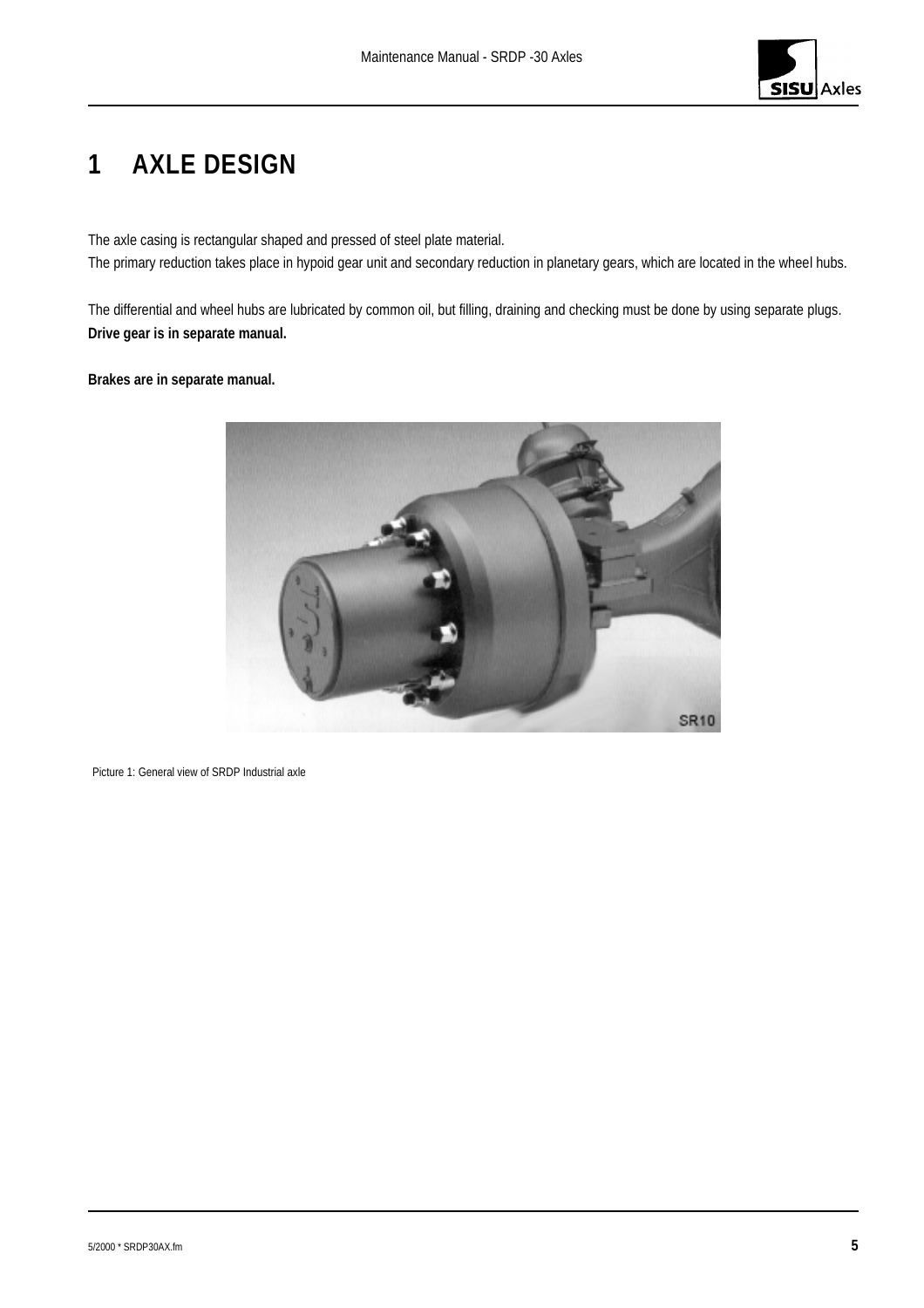# 1 AXLE DESIGN

The axle casing is rectangular shaped and pressed of steel plate material.
The primary reduction takes place in hypoid gear unit and secondary reduction in planetary gears, which are located in the wheel hubs.

The differential and wheel hubs are lubricated by common oil, but filling, draining and checking must be done by using separate plugs.
**Drive gear is in separate manual.**

**Brakes are in separate manual.**

Picture 1: General view of SRDP Industrial axle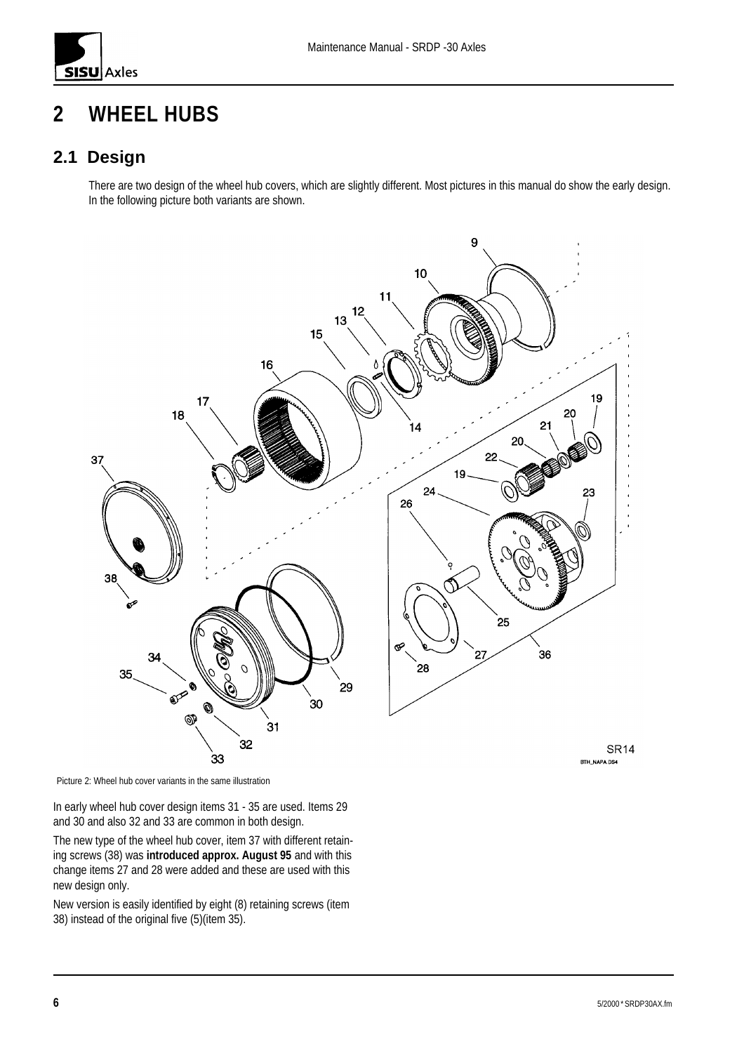# 2 WHEEL HUBS

## 2.1 Design

There are two design of the wheel hub covers, which are slightly different. Most pictures in this manual do show the early design. In the following picture both variants are shown.

Picture 2: Wheel hub cover variants in the same illustration

In early wheel hub cover design items 31 - 35 are used. Items 29 and 30 and also 32 and 33 are common in both design.

The new type of the wheel hub cover, item 37 with different retaining screws (38) was **introduced approx. August 95** and with this change items 27 and 28 were added and these are used with this new design only.

New version is easily identified by eight (8) retaining screws (item 38) instead of the original five (5)(item 35).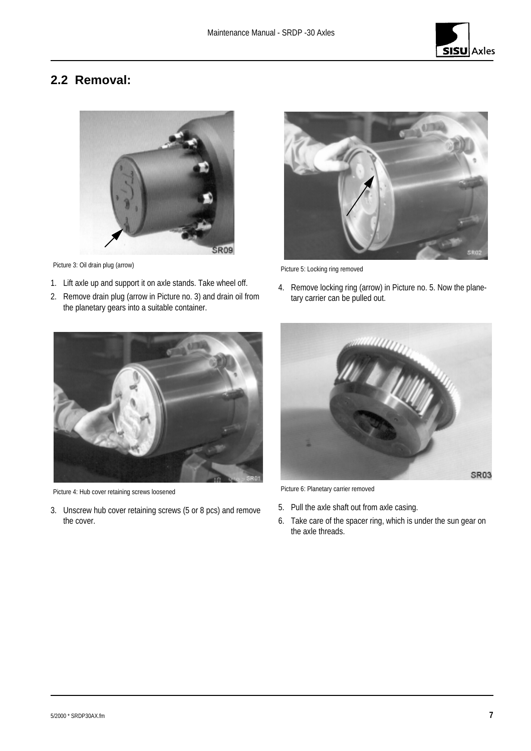## 2.2 Removal:

Picture 3: Oil drain plug (arrow)

1. Lift axle up and support it on axle stands. Take wheel off.
2. Remove drain plug (arrow in Picture no. 3) and drain oil from the planetary gears into a suitable container.

Picture 4: Hub cover retaining screws loosened

3. Unscrew hub cover retaining screws (5 or 8 pcs) and remove the cover.

Picture 5: Locking ring removed

4. Remove locking ring (arrow) in Picture no. 5. Now the planetary carrier can be pulled out.

Picture 6: Planetary carrier removed

5. Pull the axle shaft out from axle casing.
6. Take care of the spacer ring, which is under the sun gear on the axle threads.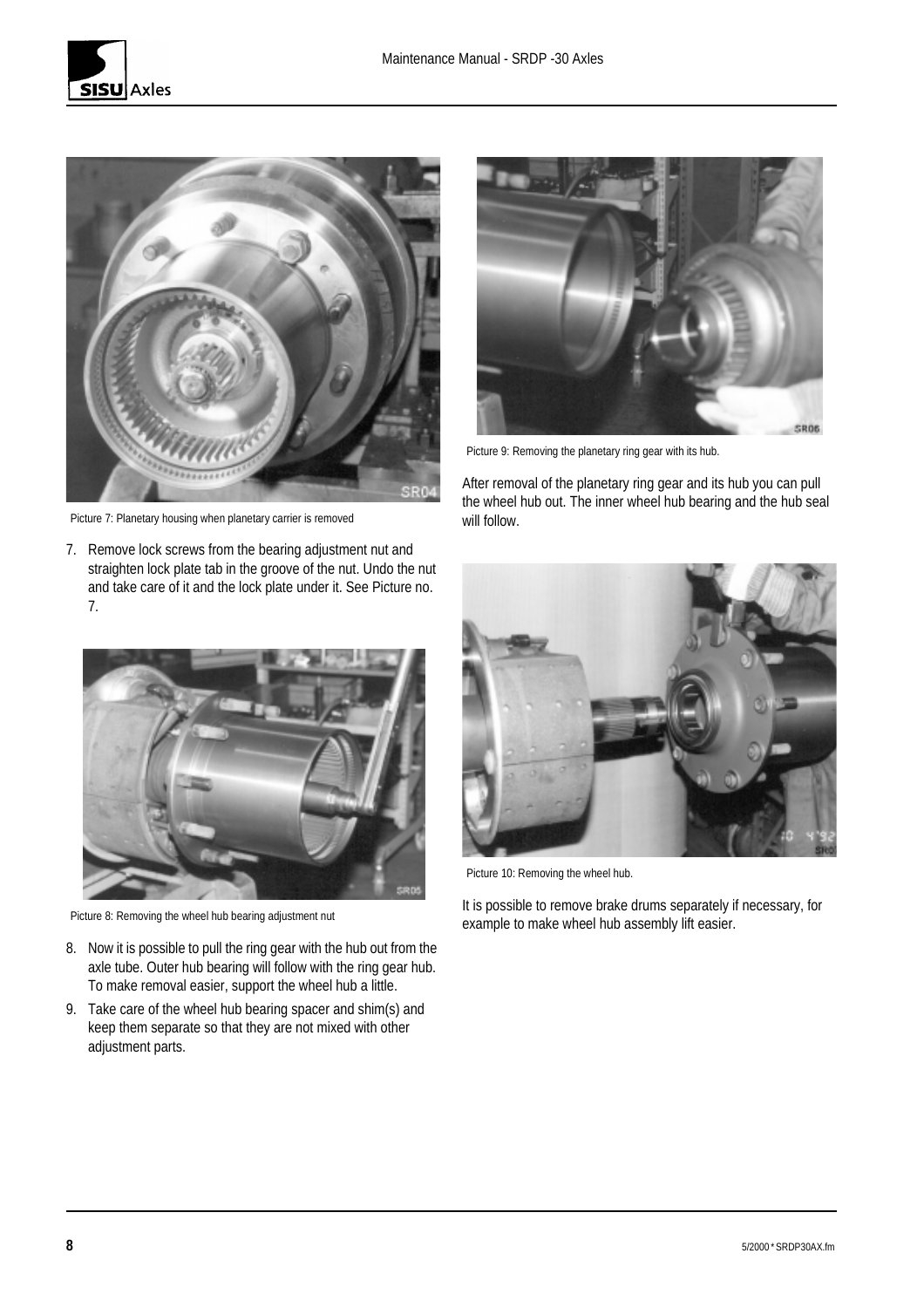Picture 7: Planetary housing when planetary carrier is removed

7. Remove lock screws from the bearing adjustment nut and straighten lock plate tab in the groove of the nut. Undo the nut and take care of it and the lock plate under it. See Picture no. 7.

Picture 8: Removing the wheel hub bearing adjustment nut

8. Now it is possible to pull the ring gear with the hub out from the axle tube. Outer hub bearing will follow with the ring gear hub. To make removal easier, support the wheel hub a little.
9. Take care of the wheel hub bearing spacer and shim(s) and keep them separate so that they are not mixed with other adjustment parts.

Picture 9: Removing the planetary ring gear with its hub.

After removal of the planetary ring gear and its hub you can pull the wheel hub out. The inner wheel hub bearing and the hub seal will follow.

Picture 10: Removing the wheel hub.

It is possible to remove brake drums separately if necessary, for example to make wheel hub assembly lift easier.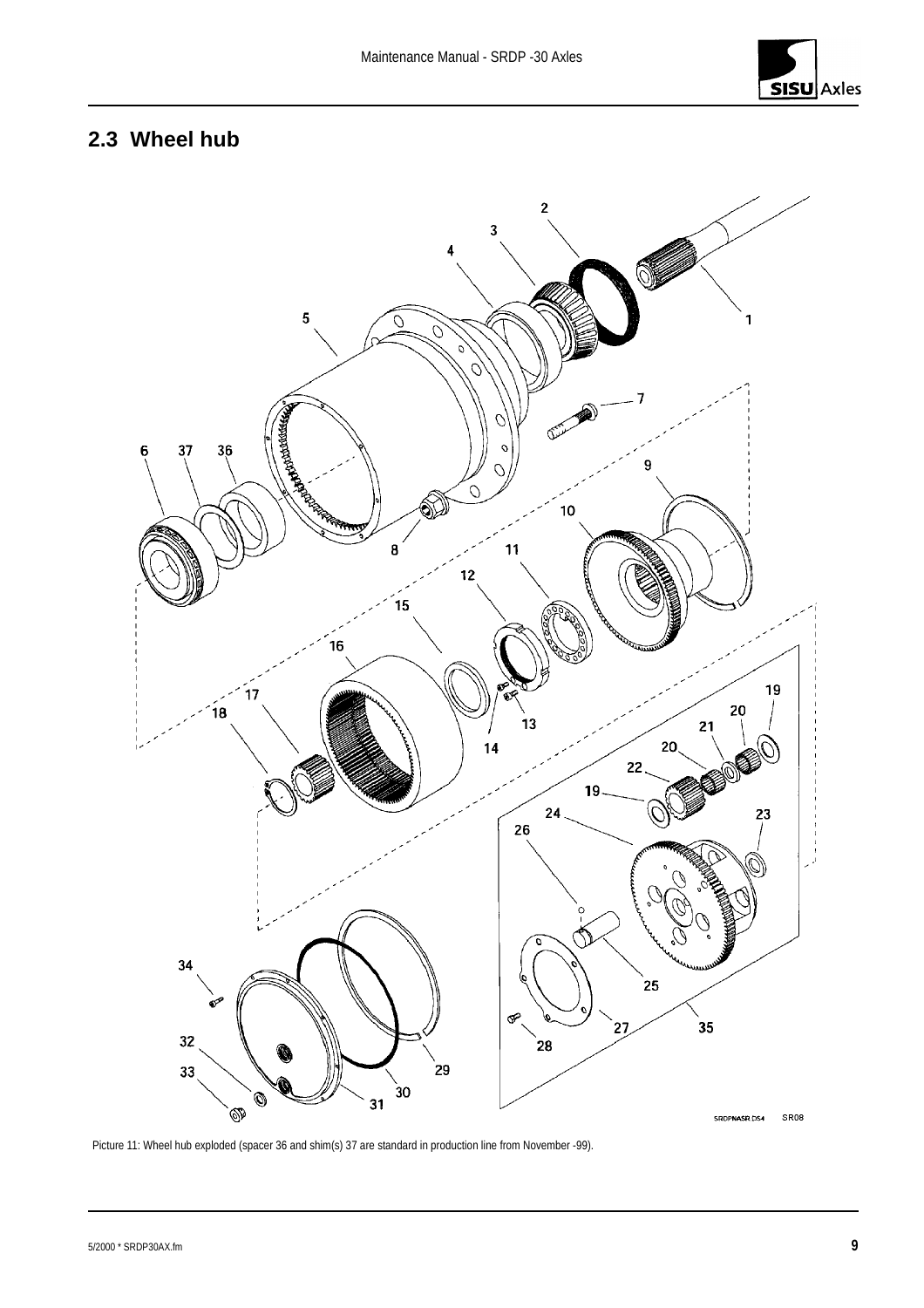## 2.3 Wheel hub

Picture 11: Wheel hub exploded (spacer 36 and shim(s) 37 are standard in production line from November -99).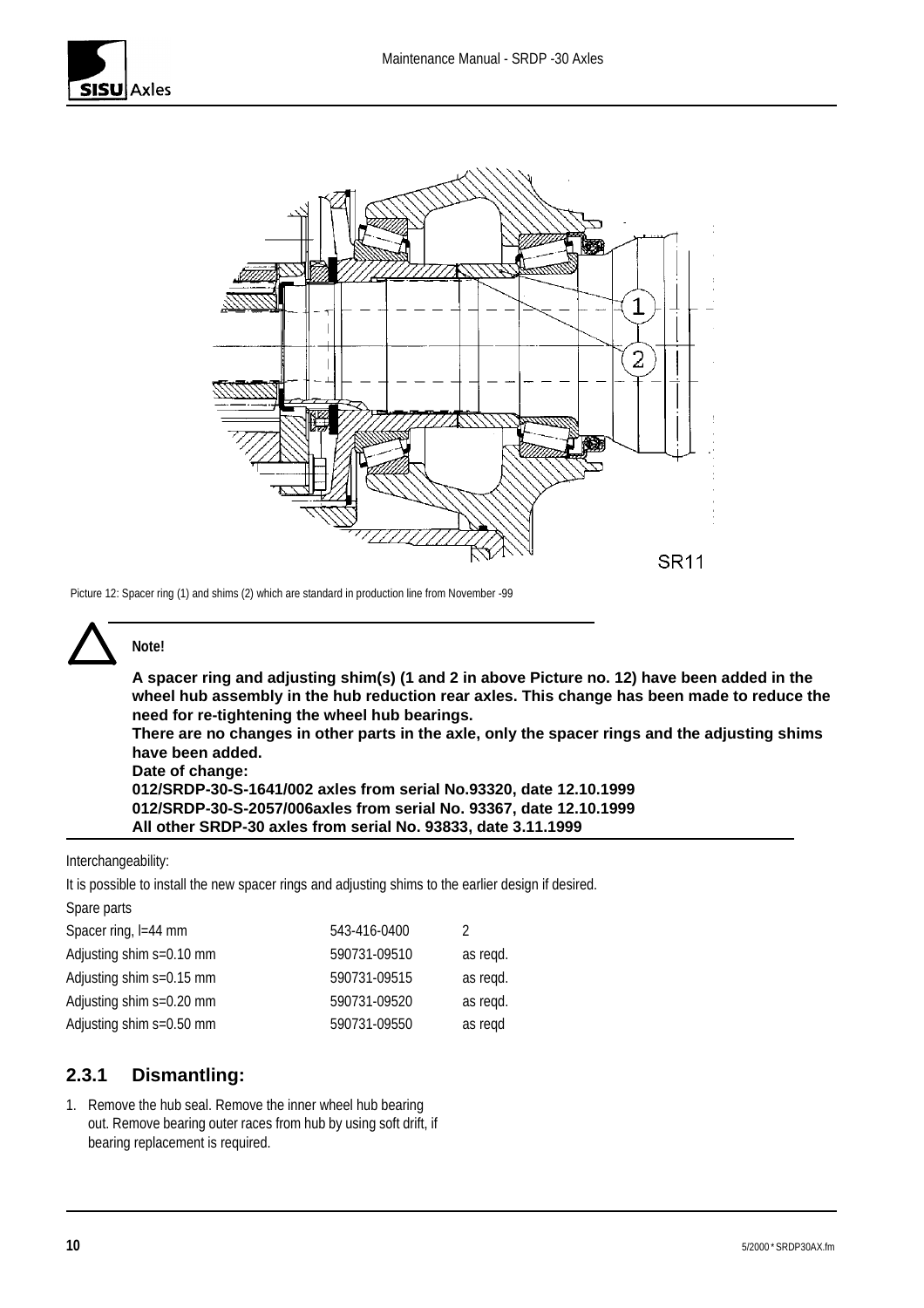Picture 12: Spacer ring (1) and shims (2) which are standard in production line from November -99

**Note!**

**A spacer ring and adjusting shim(s) (1 and 2 in above Picture no. 12) have been added in the wheel hub assembly in the hub reduction rear axles. This change has been made to reduce the need for re-tightening the wheel hub bearings.**
**There are no changes in other parts in the axle, only the spacer rings and the adjusting shims have been added.**
**Date of change:**
**012/SRDP-30-S-1641/002 axles from serial No.93320, date 12.10.1999**
**012/SRDP-30-S-2057/006axles from serial No. 93367, date 12.10.1999**
**All other SRDP-30 axles from serial No. 93833, date 3.11.1999**

Interchangeability:

It is possible to install the new spacer rings and adjusting shims to the earlier design if desired.

Spare parts

| | | |
|---|---|---|
| Spacer ring, l=44 mm | 543-416-0400 | 2 |
| Adjusting shim s=0.10 mm | 590731-09510 | as reqd. |
| Adjusting shim s=0.15 mm | 590731-09515 | as reqd. |
| Adjusting shim s=0.20 mm | 590731-09520 | as reqd. |
| Adjusting shim s=0.50 mm | 590731-09550 | as reqd |

### 2.3.1 Dismantling:

1. Remove the hub seal. Remove the inner wheel hub bearing out. Remove bearing outer races from hub by using soft drift, if bearing replacement is required.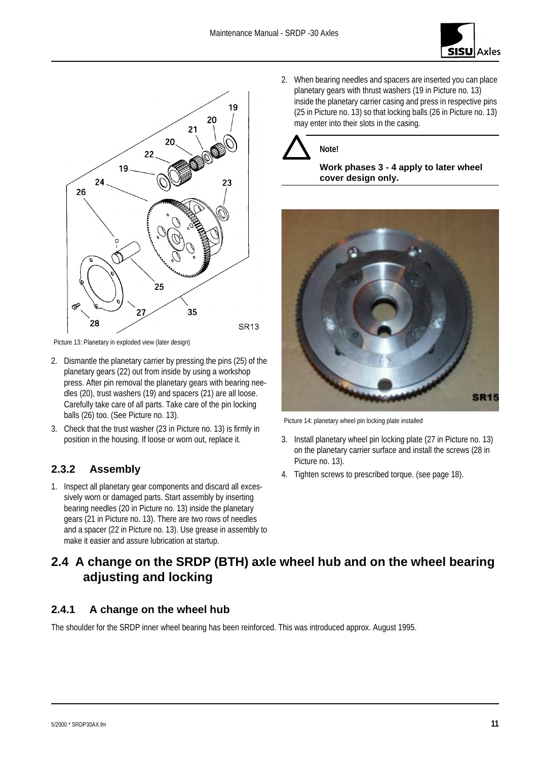Picture 13: Planetary in exploded view (later design)

2. Dismantle the planetary carrier by pressing the pins (25) of the planetary gears (22) out from inside by using a workshop press. After pin removal the planetary gears with bearing needles (20), trust washers (19) and spacers (21) are all loose. Carefully take care of all parts. Take care of the pin locking balls (26) too. (See Picture no. 13).
3. Check that the trust washer (23 in Picture no. 13) is firmly in position in the housing. If loose or worn out, replace it.

### 2.3.2 Assembly

1. Inspect all planetary gear components and discard all excessively worn or damaged parts. Start assembly by inserting bearing needles (20 in Picture no. 13) inside the planetary gears (21 in Picture no. 13). There are two rows of needles and a spacer (22 in Picture no. 13). Use grease in assembly to make it easier and assure lubrication at startup.
2. When bearing needles and spacers are inserted you can place planetary gears with thrust washers (19 in Picture no. 13) inside the planetary carrier casing and press in respective pins (25 in Picture no. 13) so that locking balls (26 in Picture no. 13) may enter into their slots in the casing.

> **Note!**
>
> **Work phases 3 - 4 apply to later wheel cover design only.**

Picture 14: planetary wheel pin locking plate installed

3. Install planetary wheel pin locking plate (27 in Picture no. 13) on the planetary carrier surface and install the screws (28 in Picture no. 13).
4. Tighten screws to prescribed torque. (see page 18).

## 2.4 A change on the SRDP (BTH) axle wheel hub and on the wheel bearing adjusting and locking

### 2.4.1 A change on the wheel hub

The shoulder for the SRDP inner wheel bearing has been reinforced. This was introduced approx. August 1995.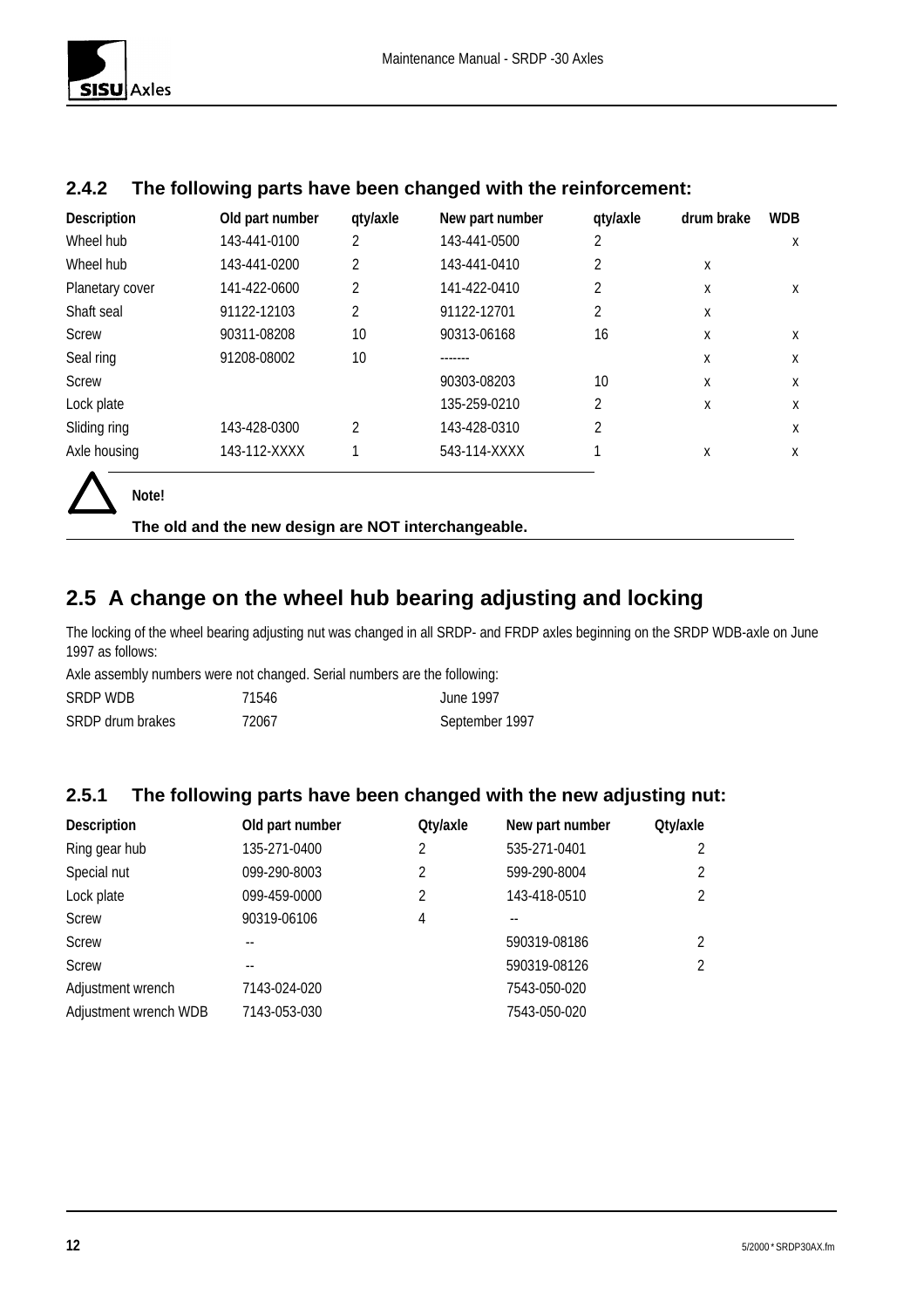### 2.4.2 The following parts have been changed with the reinforcement:

| Description | Old part number | qty/axle | New part number | qty/axle | drum brake | WDB |
|---|---|---|---|---|---|---|
| Wheel hub | 143-441-0100 | 2 | 143-441-0500 | 2 | | x |
| Wheel hub | 143-441-0200 | 2 | 143-441-0410 | 2 | x | |
| Planetary cover | 141-422-0600 | 2 | 141-422-0410 | 2 | x | x |
| Shaft seal | 91122-12103 | 2 | 91122-12701 | 2 | x | |
| Screw | 90311-08208 | 10 | 90313-06168 | 16 | x | x |
| Seal ring | 91208-08002 | 10 | ------- | | x | x |
| Screw | | | 90303-08203 | 10 | x | x |
| Lock plate | | | 135-259-0210 | 2 | x | x |
| Sliding ring | 143-428-0300 | 2 | 143-428-0310 | 2 | | x |
| Axle housing | 143-112-XXXX | 1 | 543-114-XXXX | 1 | x | x |

**Note!**

**The old and the new design are NOT interchangeable.**

## 2.5 A change on the wheel hub bearing adjusting and locking

The locking of the wheel bearing adjusting nut was changed in all SRDP- and FRDP axles beginning on the SRDP WDB-axle on June 1997 as follows:

Axle assembly numbers were not changed. Serial numbers are the following:

| | | |
|---|---|---|
| SRDP WDB | 71546 | June 1997 |
| SRDP drum brakes | 72067 | September 1997 |

### 2.5.1 The following parts have been changed with the new adjusting nut:

| Description | Old part number | Qty/axle | New part number | Qty/axle |
|---|---|---|---|---|
| Ring gear hub | 135-271-0400 | 2 | 535-271-0401 | 2 |
| Special nut | 099-290-8003 | 2 | 599-290-8004 | 2 |
| Lock plate | 099-459-0000 | 2 | 143-418-0510 | 2 |
| Screw | 90319-06106 | 4 | -- | |
| Screw | -- | | 590319-08186 | 2 |
| Screw | -- | | 590319-08126 | 2 |
| Adjustment wrench | 7143-024-020 | | 7543-050-020 | |
| Adjustment wrench WDB | 7143-053-030 | | 7543-050-020 | |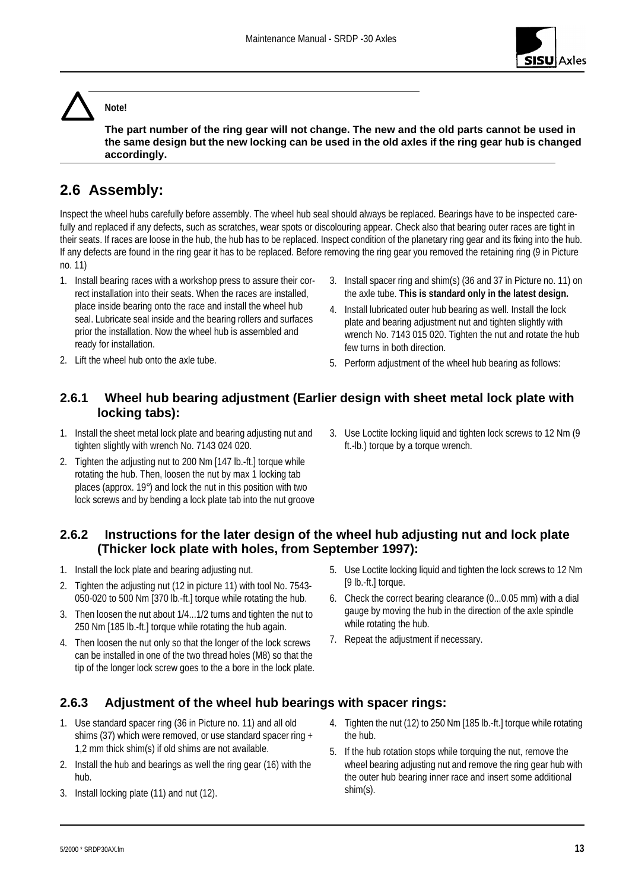**Note!**

**The part number of the ring gear will not change. The new and the old parts cannot be used in the same design but the new locking can be used in the old axles if the ring gear hub is changed accordingly.**

## 2.6 Assembly:

Inspect the wheel hubs carefully before assembly. The wheel hub seal should always be replaced. Bearings have to be inspected carefully and replaced if any defects, such as scratches, wear spots or discolouring appear. Check also that bearing outer races are tight in their seats. If races are loose in the hub, the hub has to be replaced. Inspect condition of the planetary ring gear and its fixing into the hub. If any defects are found in the ring gear it has to be replaced. Before removing the ring gear you removed the retaining ring (9 in Picture no. 11)

1. Install bearing races with a workshop press to assure their correct installation into their seats. When the races are installed, place inside bearing onto the race and install the wheel hub seal. Lubricate seal inside and the bearing rollers and surfaces prior the installation. Now the wheel hub is assembled and ready for installation.
2. Lift the wheel hub onto the axle tube.
3. Install spacer ring and shim(s) (36 and 37 in Picture no. 11) on the axle tube. **This is standard only in the latest design.**
4. Install lubricated outer hub bearing as well. Install the lock plate and bearing adjustment nut and tighten slightly with wrench No. 7143 015 020. Tighten the nut and rotate the hub few turns in both direction.
5. Perform adjustment of the wheel hub bearing as follows:

### 2.6.1 Wheel hub bearing adjustment (Earlier design with sheet metal lock plate with locking tabs):

1. Install the sheet metal lock plate and bearing adjusting nut and tighten slightly with wrench No. 7143 024 020.
2. Tighten the adjusting nut to 200 Nm [147 lb.-ft.] torque while rotating the hub. Then, loosen the nut by max 1 locking tab places (approx. 19°) and lock the nut in this position with two lock screws and by bending a lock plate tab into the nut groove
3. Use Loctite locking liquid and tighten lock screws to 12 Nm (9 ft.-lb.) torque by a torque wrench.

### 2.6.2 Instructions for the later design of the wheel hub adjusting nut and lock plate (Thicker lock plate with holes, from September 1997):

1. Install the lock plate and bearing adjusting nut.
2. Tighten the adjusting nut (12 in picture 11) with tool No. 7543-050-020 to 500 Nm [370 lb.-ft.] torque while rotating the hub.
3. Then loosen the nut about 1/4...1/2 turns and tighten the nut to 250 Nm [185 lb.-ft.] torque while rotating the hub again.
4. Then loosen the nut only so that the longer of the lock screws can be installed in one of the two thread holes (M8) so that the tip of the longer lock screw goes to the a bore in the lock plate.
5. Use Loctite locking liquid and tighten the lock screws to 12 Nm [9 lb.-ft.] torque.
6. Check the correct bearing clearance (0...0.05 mm) with a dial gauge by moving the hub in the direction of the axle spindle while rotating the hub.
7. Repeat the adjustment if necessary.

### 2.6.3 Adjustment of the wheel hub bearings with spacer rings:

1. Use standard spacer ring (36 in Picture no. 11) and all old shims (37) which were removed, or use standard spacer ring + 1,2 mm thick shim(s) if old shims are not available.
2. Install the hub and bearings as well the ring gear (16) with the hub.
3. Install locking plate (11) and nut (12).
4. Tighten the nut (12) to 250 Nm [185 lb.-ft.] torque while rotating the hub.
5. If the hub rotation stops while torquing the nut, remove the wheel bearing adjusting nut and remove the ring gear hub with the outer hub bearing inner race and insert some additional shim(s).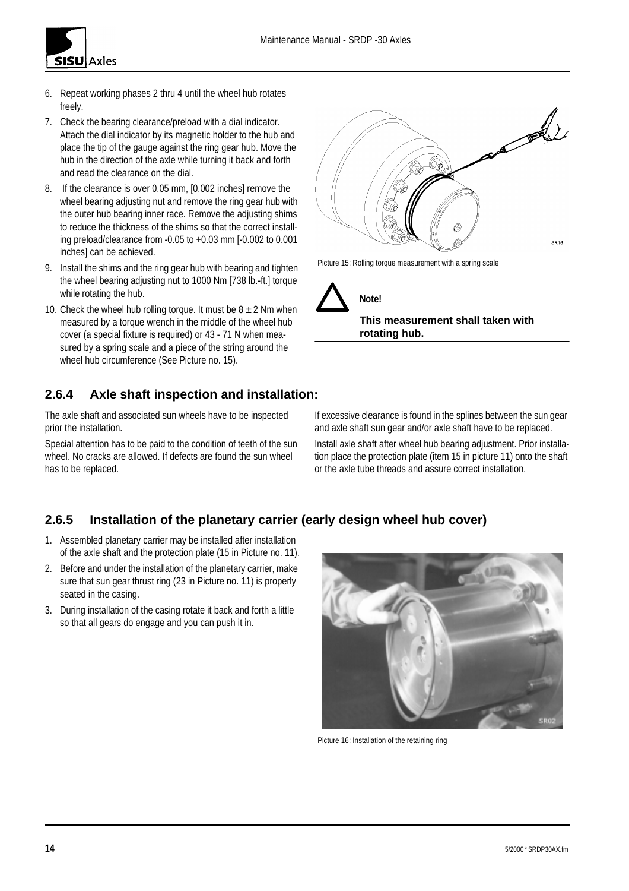6. Repeat working phases 2 thru 4 until the wheel hub rotates freely.
7. Check the bearing clearance/preload with a dial indicator. Attach the dial indicator by its magnetic holder to the hub and place the tip of the gauge against the ring gear hub. Move the hub in the direction of the axle while turning it back and forth and read the clearance on the dial.
8. If the clearance is over 0.05 mm, [0.002 inches] remove the wheel bearing adjusting nut and remove the ring gear hub with the outer hub bearing inner race. Remove the adjusting shims to reduce the thickness of the shims so that the correct installing preload/clearance from -0.05 to +0.03 mm [-0.002 to 0.001 inches] can be achieved.
9. Install the shims and the ring gear hub with bearing and tighten the wheel bearing adjusting nut to 1000 Nm [738 lb.-ft.] torque while rotating the hub.
10. Check the wheel hub rolling torque. It must be $8 \pm 2$ Nm when measured by a torque wrench in the middle of the wheel hub cover (a special fixture is required) or 43 - 71 N when measured by a spring scale and a piece of the string around the wheel hub circumference (See Picture no. 15).

Picture 15: Rolling torque measurement with a spring scale

**Note!**

**This measurement shall taken with rotating hub.**

### 2.6.4 Axle shaft inspection and installation:

The axle shaft and associated sun wheels have to be inspected prior the installation.

Special attention has to be paid to the condition of teeth of the sun wheel. No cracks are allowed. If defects are found the sun wheel has to be replaced.

If excessive clearance is found in the splines between the sun gear and axle shaft sun gear and/or axle shaft have to be replaced.

Install axle shaft after wheel hub bearing adjustment. Prior installation place the protection plate (item 15 in picture 11) onto the shaft or the axle tube threads and assure correct installation.

### 2.6.5 Installation of the planetary carrier (early design wheel hub cover)

1. Assembled planetary carrier may be installed after installation of the axle shaft and the protection plate (15 in Picture no. 11).
2. Before and under the installation of the planetary carrier, make sure that sun gear thrust ring (23 in Picture no. 11) is properly seated in the casing.
3. During installation of the casing rotate it back and forth a little so that all gears do engage and you can push it in.

Picture 16: Installation of the retaining ring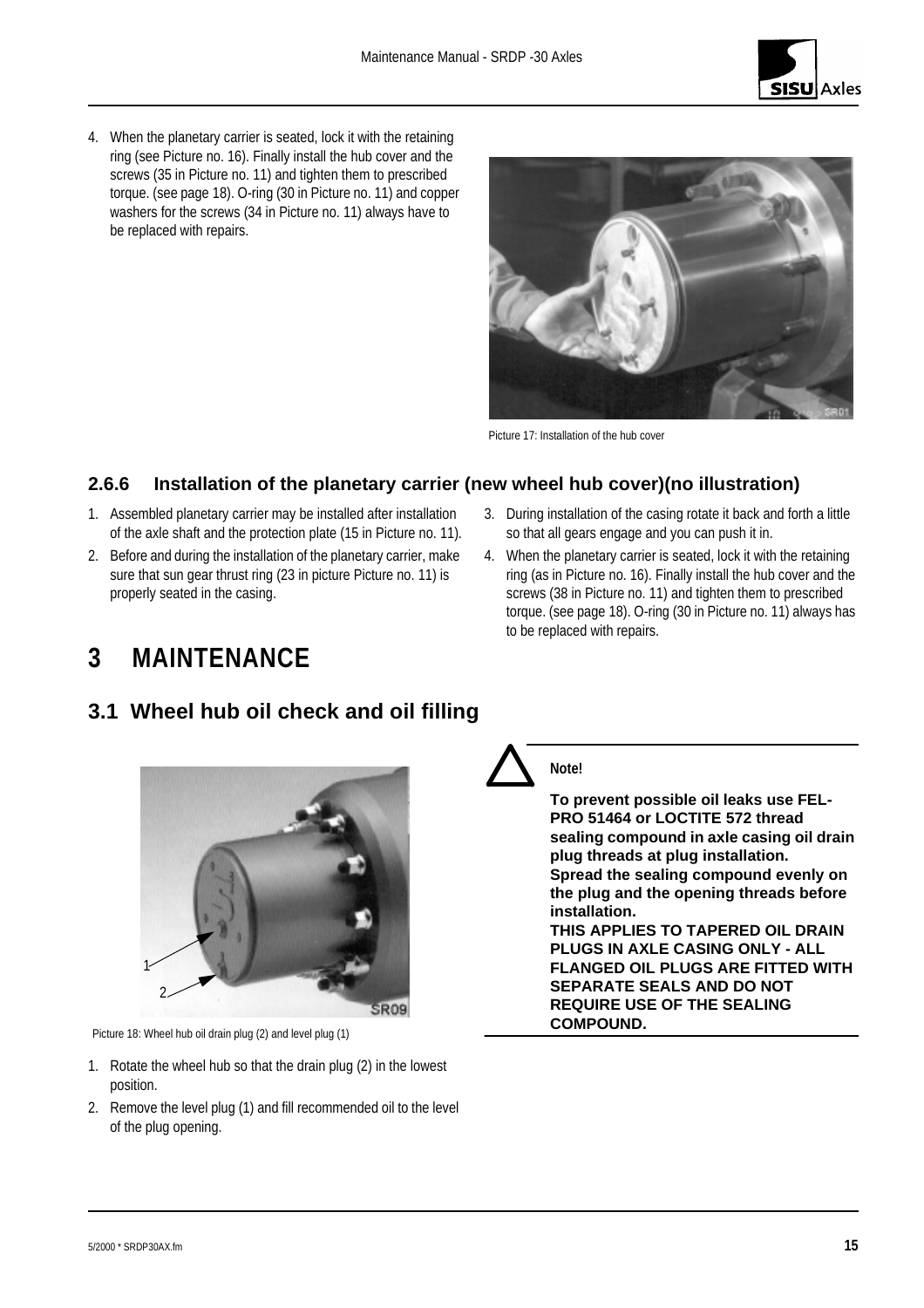4. When the planetary carrier is seated, lock it with the retaining ring (see Picture no. 16). Finally install the hub cover and the screws (35 in Picture no. 11) and tighten them to prescribed torque. (see page 18). O-ring (30 in Picture no. 11) and copper washers for the screws (34 in Picture no. 11) always have to be replaced with repairs.

Picture 17: Installation of the hub cover

### 2.6.6 Installation of the planetary carrier (new wheel hub cover)(no illustration)

1. Assembled planetary carrier may be installed after installation of the axle shaft and the protection plate (15 in Picture no. 11).
2. Before and during the installation of the planetary carrier, make sure that sun gear thrust ring (23 in picture Picture no. 11) is properly seated in the casing.
3. During installation of the casing rotate it back and forth a little so that all gears engage and you can push it in.
4. When the planetary carrier is seated, lock it with the retaining ring (as in Picture no. 16). Finally install the hub cover and the screws (38 in Picture no. 11) and tighten them to prescribed torque. (see page 18). O-ring (30 in Picture no. 11) always has to be replaced with repairs.

# 3 MAINTENANCE

## 3.1 Wheel hub oil check and oil filling

Picture 18: Wheel hub oil drain plug (2) and level plug (1)

1. Rotate the wheel hub so that the drain plug (2) in the lowest position.
2. Remove the level plug (1) and fill recommended oil to the level of the plug opening.

**Note!**

**To prevent possible oil leaks use FEL-PRO 51464 or LOCTITE 572 thread sealing compound in axle casing oil drain plug threads at plug installation.**
**Spread the sealing compound evenly on the plug and the opening threads before installation.**
**THIS APPLIES TO TAPERED OIL DRAIN PLUGS IN AXLE CASING ONLY - ALL FLANGED OIL PLUGS ARE FITTED WITH SEPARATE SEALS AND DO NOT REQUIRE USE OF THE SEALING COMPOUND.**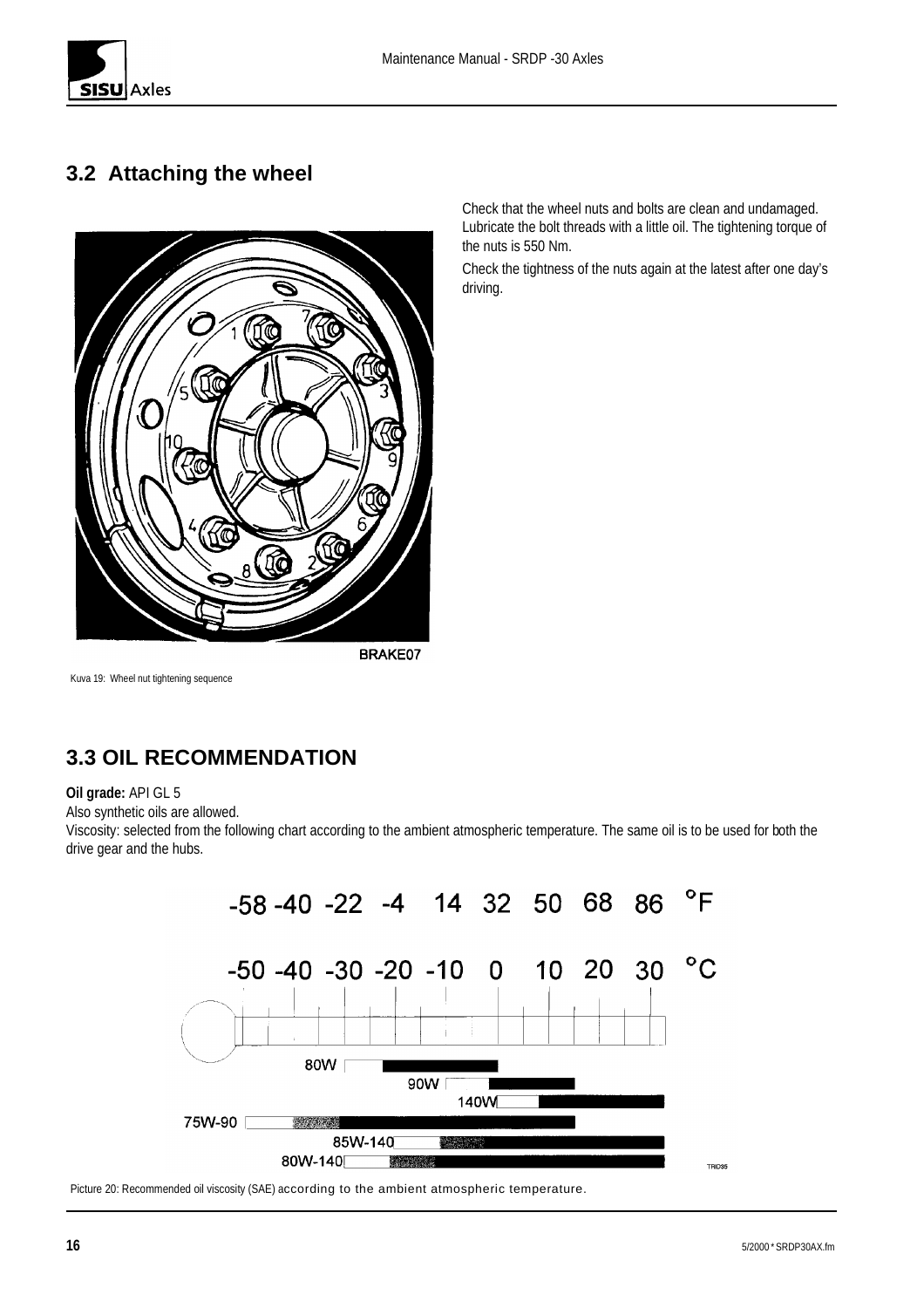## 3.2 Attaching the wheel

Check that the wheel nuts and bolts are clean and undamaged. Lubricate the bolt threads with a little oil. The tightening torque of the nuts is 550 Nm.

Check the tightness of the nuts again at the latest after one day's driving.

Kuva 19: Wheel nut tightening sequence

## 3.3 OIL RECOMMENDATION

**Oil grade:** API GL 5

Also synthetic oils are allowed.

Viscosity: selected from the following chart according to the ambient atmospheric temperature. The same oil is to be used for both the drive gear and the hubs.

Picture 20: Recommended oil viscosity (SAE) according to the ambient atmospheric temperature.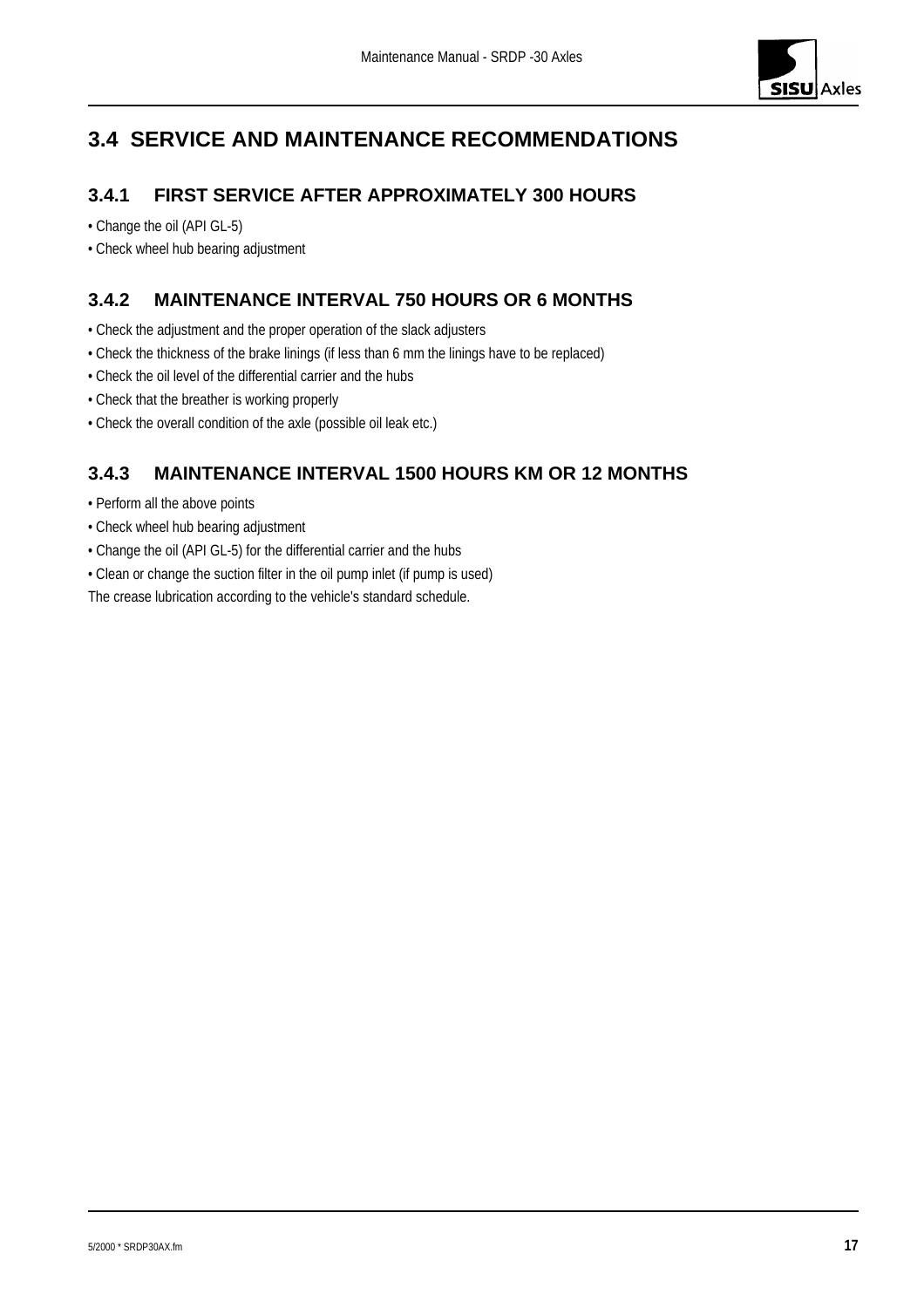## 3.4 SERVICE AND MAINTENANCE RECOMMENDATIONS

### 3.4.1 FIRST SERVICE AFTER APPROXIMATELY 300 HOURS

- Change the oil (API GL-5)
- Check wheel hub bearing adjustment

### 3.4.2 MAINTENANCE INTERVAL 750 HOURS OR 6 MONTHS

- Check the adjustment and the proper operation of the slack adjusters
- Check the thickness of the brake linings (if less than 6 mm the linings have to be replaced)
- Check the oil level of the differential carrier and the hubs
- Check that the breather is working properly
- Check the overall condition of the axle (possible oil leak etc.)

### 3.4.3 MAINTENANCE INTERVAL 1500 HOURS KM OR 12 MONTHS

- Perform all the above points
- Check wheel hub bearing adjustment
- Change the oil (API GL-5) for the differential carrier and the hubs
- Clean or change the suction filter in the oil pump inlet (if pump is used)

The crease lubrication according to the vehicle's standard schedule.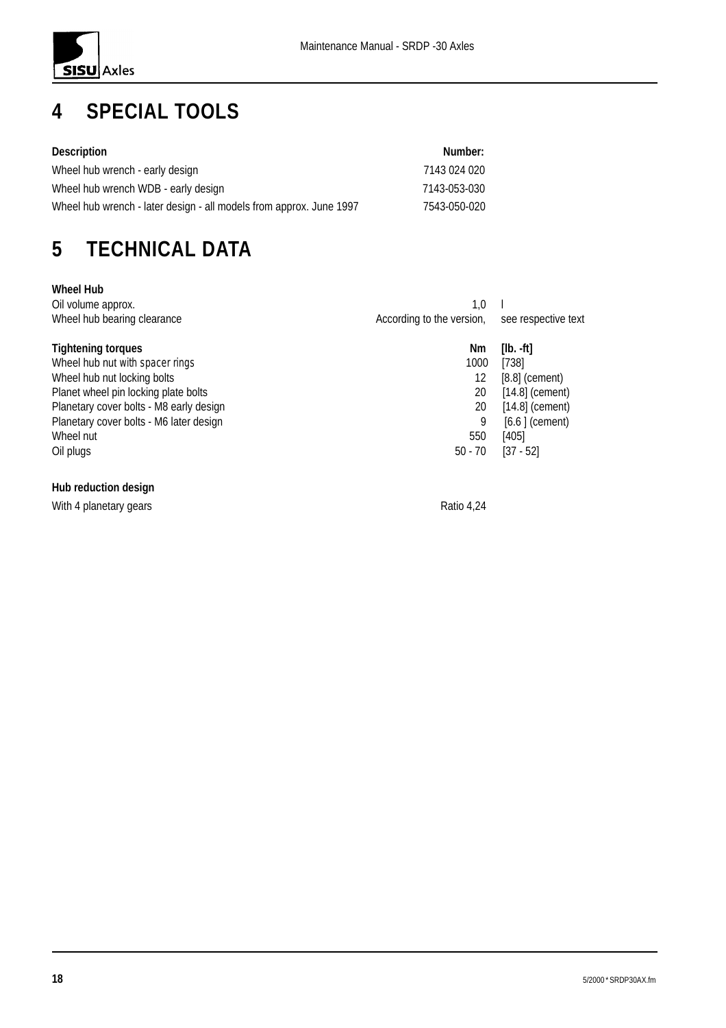# 4 SPECIAL TOOLS

| Description | Number: |
|---|---|
| Wheel hub wrench - early design | 7143 024 020 |
| Wheel hub wrench WDB - early design | 7143-053-030 |
| Wheel hub wrench - later design - all models from approx. June 1997 | 7543-050-020 |

# 5 TECHNICAL DATA

**Wheel Hub**

| | | |
|---|---|---|
| Oil volume approx. | 1,0 | l |
| Wheel hub bearing clearance | According to the version, | see respective text |

| **Tightening torques** | **Nm** | **[lb. -ft]** |
|---|---|---|
| Wheel hub nut with spacer rings | 1000 | [738] |
| Wheel hub nut locking bolts | 12 | [8.8] (cement) |
| Planet wheel pin locking plate bolts | 20 | [14.8] (cement) |
| Planetary cover bolts - M8 early design | 20 | [14.8] (cement) |
| Planetary cover bolts - M6 later design | 9 | [6.6 ] (cement) |
| Wheel nut | 550 | [405] |
| Oil plugs | 50 - 70 | [37 - 52] |

**Hub reduction design**

With 4 planetary gears — Ratio 4,24